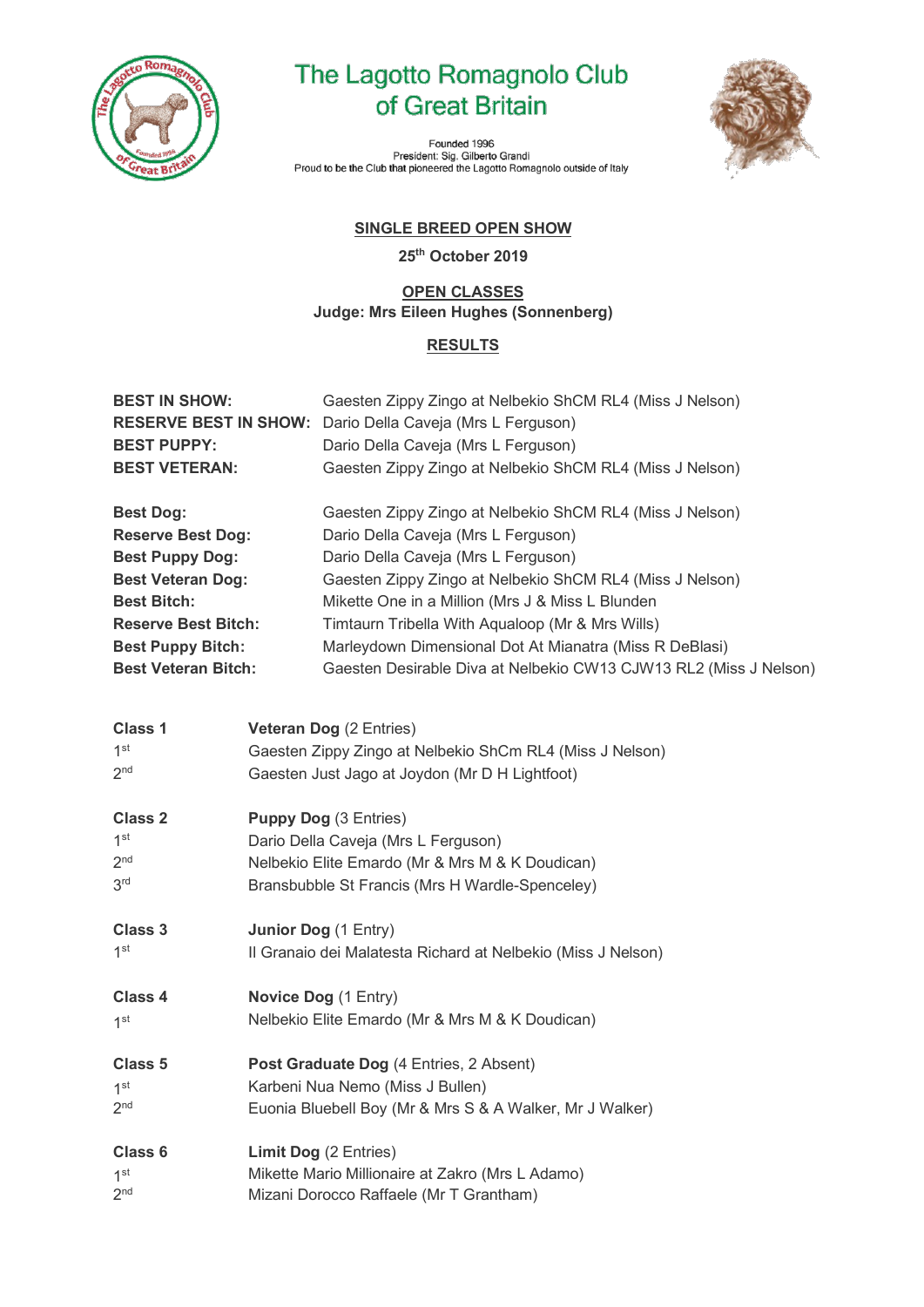# The Lagotto Romagnolo Club of Great Britain

Founded 1996
President: Sig. Gilberto Grandi
Proud to be the Club that pioneered the Lagotto Romagnolo outside of Italy

## SINGLE BREED OPEN SHOW

**25th October 2019**

## OPEN CLASSES

**Judge: Mrs Eileen Hughes (Sonnenberg)**

## RESULTS

| | |
|---|---|
| **BEST IN SHOW:** | Gaesten Zippy Zingo at Nelbekio ShCM RL4 (Miss J Nelson) |
| **RESERVE BEST IN SHOW:** | Dario Della Caveja (Mrs L Ferguson) |
| **BEST PUPPY:** | Dario Della Caveja (Mrs L Ferguson) |
| **BEST VETERAN:** | Gaesten Zippy Zingo at Nelbekio ShCM RL4 (Miss J Nelson) |

| | |
|---|---|
| **Best Dog:** | Gaesten Zippy Zingo at Nelbekio ShCM RL4 (Miss J Nelson) |
| **Reserve Best Dog:** | Dario Della Caveja (Mrs L Ferguson) |
| **Best Puppy Dog:** | Dario Della Caveja (Mrs L Ferguson) |
| **Best Veteran Dog:** | Gaesten Zippy Zingo at Nelbekio ShCM RL4 (Miss J Nelson) |
| **Best Bitch:** | Mikette One in a Million (Mrs J & Miss L Blunden |
| **Reserve Best Bitch:** | Timtaurn Tribella With Aqualoop (Mr & Mrs Wills) |
| **Best Puppy Bitch:** | Marleydown Dimensional Dot At Mianatra (Miss R DeBlasi) |
| **Best Veteran Bitch:** | Gaesten Desirable Diva at Nelbekio CW13 CJW13 RL2 (Miss J Nelson) |

**Class 1** — **Veteran Dog** (2 Entries)
- 1st — Gaesten Zippy Zingo at Nelbekio ShCm RL4 (Miss J Nelson)
- 2nd — Gaesten Just Jago at Joydon (Mr D H Lightfoot)

**Class 2** — **Puppy Dog** (3 Entries)
- 1st — Dario Della Caveja (Mrs L Ferguson)
- 2nd — Nelbekio Elite Emardo (Mr & Mrs M & K Doudican)
- 3rd — Bransbubble St Francis (Mrs H Wardle-Spenceley)

**Class 3** — **Junior Dog** (1 Entry)
- 1st — Il Granaio dei Malatesta Richard at Nelbekio (Miss J Nelson)

**Class 4** — **Novice Dog** (1 Entry)
- 1st — Nelbekio Elite Emardo (Mr & Mrs M & K Doudican)

**Class 5** — **Post Graduate Dog** (4 Entries, 2 Absent)
- 1st — Karbeni Nua Nemo (Miss J Bullen)
- 2nd — Euonia Bluebell Boy (Mr & Mrs S & A Walker, Mr J Walker)

**Class 6** — **Limit Dog** (2 Entries)
- 1st — Mikette Mario Millionaire at Zakro (Mrs L Adamo)
- 2nd — Mizani Dorocco Raffaele (Mr T Grantham)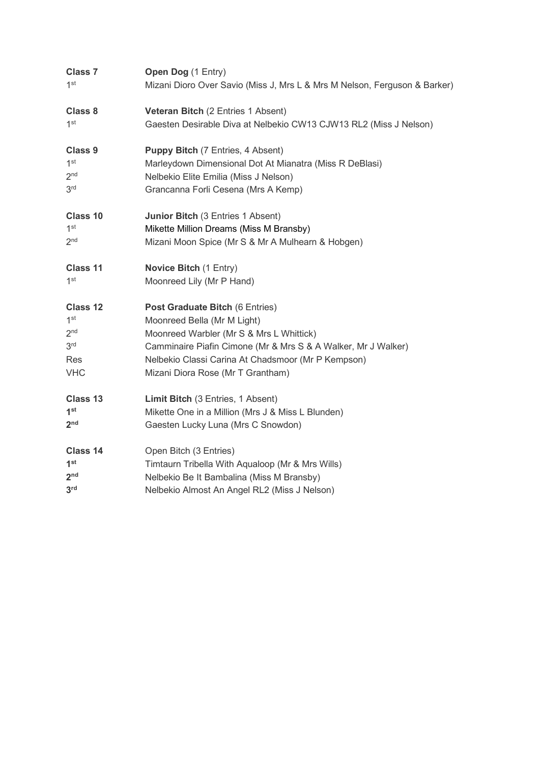**Class 7** **Open Dog** (1 Entry)
1st Mizani Dioro Over Savio (Miss J, Mrs L & Mrs M Nelson, Ferguson & Barker)

**Class 8** **Veteran Bitch** (2 Entries 1 Absent)
1st Gaesten Desirable Diva at Nelbekio CW13 CJW13 RL2 (Miss J Nelson)

**Class 9** **Puppy Bitch** (7 Entries, 4 Absent)
1st Marleydown Dimensional Dot At Mianatra (Miss R DeBlasi)
2nd Nelbekio Elite Emilia (Miss J Nelson)
3rd Grancanna Forli Cesena (Mrs A Kemp)

**Class 10** **Junior Bitch** (3 Entries 1 Absent)
1st Mikette Million Dreams (Miss M Bransby)
2nd Mizani Moon Spice (Mr S & Mr A Mulhearn & Hobgen)

**Class 11** **Novice Bitch** (1 Entry)
1st Moonreed Lily (Mr P Hand)

**Class 12** **Post Graduate Bitch** (6 Entries)
1st Moonreed Bella (Mr M Light)
2nd Moonreed Warbler (Mr S & Mrs L Whittick)
3rd Camminaire Piafin Cimone (Mr & Mrs S & A Walker, Mr J Walker)
Res Nelbekio Classi Carina At Chadsmoor (Mr P Kempson)
VHC Mizani Diora Rose (Mr T Grantham)

**Class 13** **Limit Bitch** (3 Entries, 1 Absent)
**1st** Mikette One in a Million (Mrs J & Miss L Blunden)
**2nd** Gaesten Lucky Luna (Mrs C Snowdon)

**Class 14** Open Bitch (3 Entries)
**1st** Timtaurn Tribella With Aqualoop (Mr & Mrs Wills)
**2nd** Nelbekio Be It Bambalina (Miss M Bransby)
**3rd** Nelbekio Almost An Angel RL2 (Miss J Nelson)